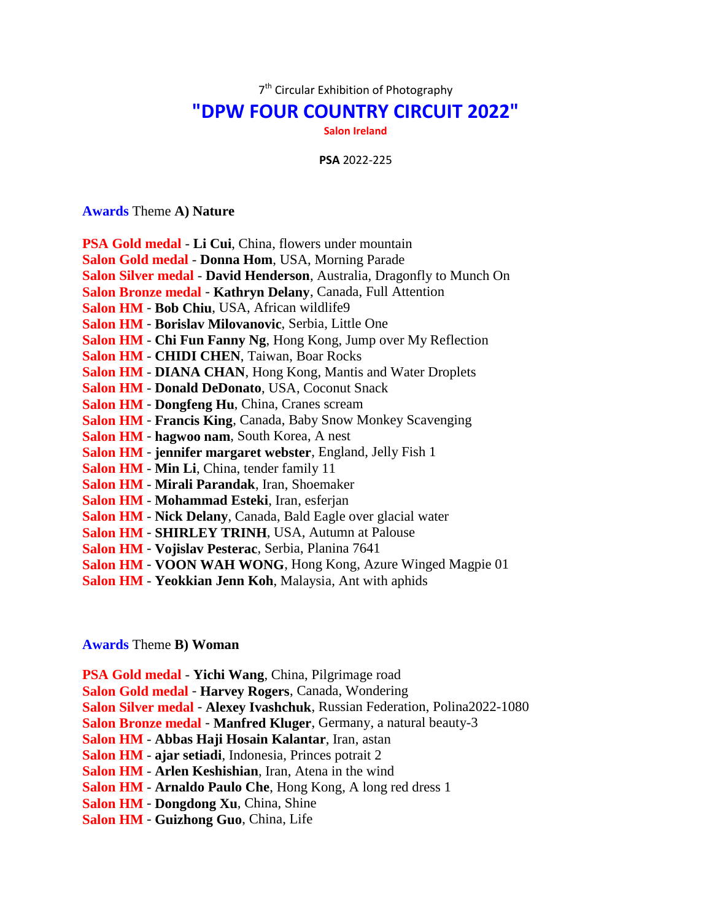7th Circular Exhibition of Photography

# "DPW FOUR COUNTRY CIRCUIT 2022"

**Salon Ireland**

**PSA** 2022-225

## Awards Theme **A) Nature**

**PSA Gold medal** - **Li Cui**, China, flowers under mountain
**Salon Gold medal** - **Donna Hom**, USA, Morning Parade
**Salon Silver medal** - **David Henderson**, Australia, Dragonfly to Munch On
**Salon Bronze medal** - **Kathryn Delany**, Canada, Full Attention
**Salon HM** - **Bob Chiu**, USA, African wildlife9
**Salon HM** - **Borislav Milovanovic**, Serbia, Little One
**Salon HM** - **Chi Fun Fanny Ng**, Hong Kong, Jump over My Reflection
**Salon HM** - **CHIDI CHEN**, Taiwan, Boar Rocks
**Salon HM** - **DIANA CHAN**, Hong Kong, Mantis and Water Droplets
**Salon HM** - **Donald DeDonato**, USA, Coconut Snack
**Salon HM** - **Dongfeng Hu**, China, Cranes scream
**Salon HM** - **Francis King**, Canada, Baby Snow Monkey Scavenging
**Salon HM** - **hagwoo nam**, South Korea, A nest
**Salon HM** - **jennifer margaret webster**, England, Jelly Fish 1
**Salon HM** - **Min Li**, China, tender family 11
**Salon HM** - **Mirali Parandak**, Iran, Shoemaker
**Salon HM** - **Mohammad Esteki**, Iran, esferjan
**Salon HM** - **Nick Delany**, Canada, Bald Eagle over glacial water
**Salon HM** - **SHIRLEY TRINH**, USA, Autumn at Palouse
**Salon HM** - **Vojislav Pesterac**, Serbia, Planina 7641
**Salon HM** - **VOON WAH WONG**, Hong Kong, Azure Winged Magpie 01
**Salon HM** - **Yeokkian Jenn Koh**, Malaysia, Ant with aphids

## Awards Theme **B) Woman**

**PSA Gold medal** - **Yichi Wang**, China, Pilgrimage road
**Salon Gold medal** - **Harvey Rogers**, Canada, Wondering
**Salon Silver medal** - **Alexey Ivashchuk**, Russian Federation, Polina2022-1080
**Salon Bronze medal** - **Manfred Kluger**, Germany, a natural beauty-3
**Salon HM** - **Abbas Haji Hosain Kalantar**, Iran, astan
**Salon HM** - **ajar setiadi**, Indonesia, Princes potrait 2
**Salon HM** - **Arlen Keshishian**, Iran, Atena in the wind
**Salon HM** - **Arnaldo Paulo Che**, Hong Kong, A long red dress 1
**Salon HM** - **Dongdong Xu**, China, Shine
**Salon HM** - **Guizhong Guo**, China, Life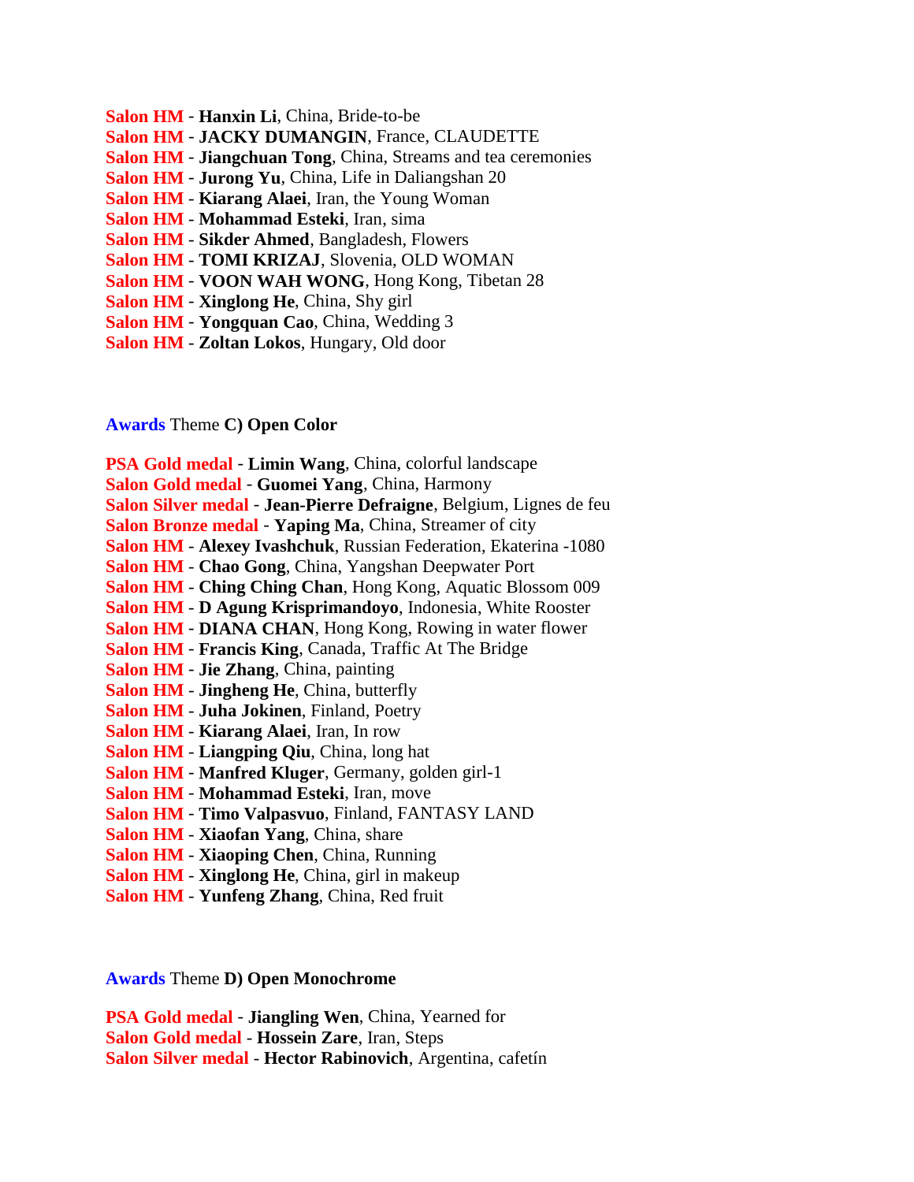**Salon HM** - **Hanxin Li**, China, Bride-to-be
**Salon HM** - **JACKY DUMANGIN**, France, CLAUDETTE
**Salon HM** - **Jiangchuan Tong**, China, Streams and tea ceremonies
**Salon HM** - **Jurong Yu**, China, Life in Daliangshan 20
**Salon HM** - **Kiarang Alaei**, Iran, the Young Woman
**Salon HM** - **Mohammad Esteki**, Iran, sima
**Salon HM** - **Sikder Ahmed**, Bangladesh, Flowers
**Salon HM** - **TOMI KRIZAJ**, Slovenia, OLD WOMAN
**Salon HM** - **VOON WAH WONG**, Hong Kong, Tibetan 28
**Salon HM** - **Xinglong He**, China, Shy girl
**Salon HM** - **Yongquan Cao**, China, Wedding 3
**Salon HM** - **Zoltan Lokos**, Hungary, Old door

**Awards** Theme **C) Open Color**

**PSA Gold medal** - **Limin Wang**, China, colorful landscape
**Salon Gold medal** - **Guomei Yang**, China, Harmony
**Salon Silver medal** - **Jean-Pierre Defraigne**, Belgium, Lignes de feu
**Salon Bronze medal** - **Yaping Ma**, China, Streamer of city
**Salon HM** - **Alexey Ivashchuk**, Russian Federation, Ekaterina -1080
**Salon HM** - **Chao Gong**, China, Yangshan Deepwater Port
**Salon HM** - **Ching Ching Chan**, Hong Kong, Aquatic Blossom 009
**Salon HM** - **D Agung Krisprimandoyo**, Indonesia, White Rooster
**Salon HM** - **DIANA CHAN**, Hong Kong, Rowing in water flower
**Salon HM** - **Francis King**, Canada, Traffic At The Bridge
**Salon HM** - **Jie Zhang**, China, painting
**Salon HM** - **Jingheng He**, China, butterfly
**Salon HM** - **Juha Jokinen**, Finland, Poetry
**Salon HM** - **Kiarang Alaei**, Iran, In row
**Salon HM** - **Liangping Qiu**, China, long hat
**Salon HM** - **Manfred Kluger**, Germany, golden girl-1
**Salon HM** - **Mohammad Esteki**, Iran, move
**Salon HM** - **Timo Valpasvuo**, Finland, FANTASY LAND
**Salon HM** - **Xiaofan Yang**, China, share
**Salon HM** - **Xiaoping Chen**, China, Running
**Salon HM** - **Xinglong He**, China, girl in makeup
**Salon HM** - **Yunfeng Zhang**, China, Red fruit

**Awards** Theme **D) Open Monochrome**

**PSA Gold medal** - **Jiangling Wen**, China, Yearned for
**Salon Gold medal** - **Hossein Zare**, Iran, Steps
**Salon Silver medal** - **Hector Rabinovich**, Argentina, cafetín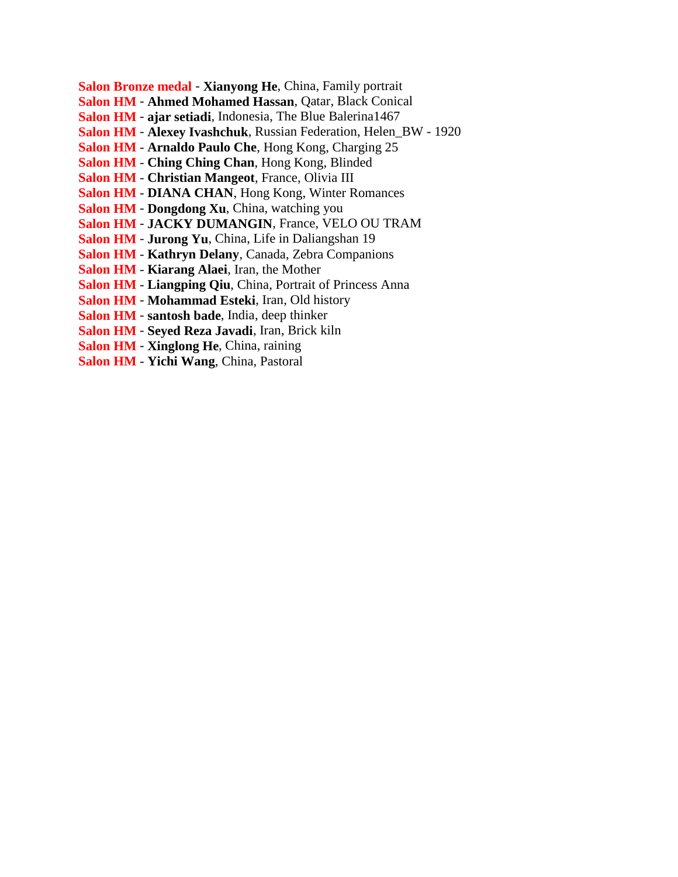**Salon Bronze medal** - **Xianyong He**, China, Family portrait
**Salon HM** - **Ahmed Mohamed Hassan**, Qatar, Black Conical
**Salon HM** - **ajar setiadi**, Indonesia, The Blue Balerina1467
**Salon HM** - **Alexey Ivashchuk**, Russian Federation, Helen_BW - 1920
**Salon HM** - **Arnaldo Paulo Che**, Hong Kong, Charging 25
**Salon HM** - **Ching Ching Chan**, Hong Kong, Blinded
**Salon HM** - **Christian Mangeot**, France, Olivia III
**Salon HM** - **DIANA CHAN**, Hong Kong, Winter Romances
**Salon HM** - **Dongdong Xu**, China, watching you
**Salon HM** - **JACKY DUMANGIN**, France, VELO OU TRAM
**Salon HM** - **Jurong Yu**, China, Life in Daliangshan 19
**Salon HM** - **Kathryn Delany**, Canada, Zebra Companions
**Salon HM** - **Kiarang Alaei**, Iran, the Mother
**Salon HM** - **Liangping Qiu**, China, Portrait of Princess Anna
**Salon HM** - **Mohammad Esteki**, Iran, Old history
**Salon HM** - **santosh bade**, India, deep thinker
**Salon HM** - **Seyed Reza Javadi**, Iran, Brick kiln
**Salon HM** - **Xinglong He**, China, raining
**Salon HM** - **Yichi Wang**, China, Pastoral